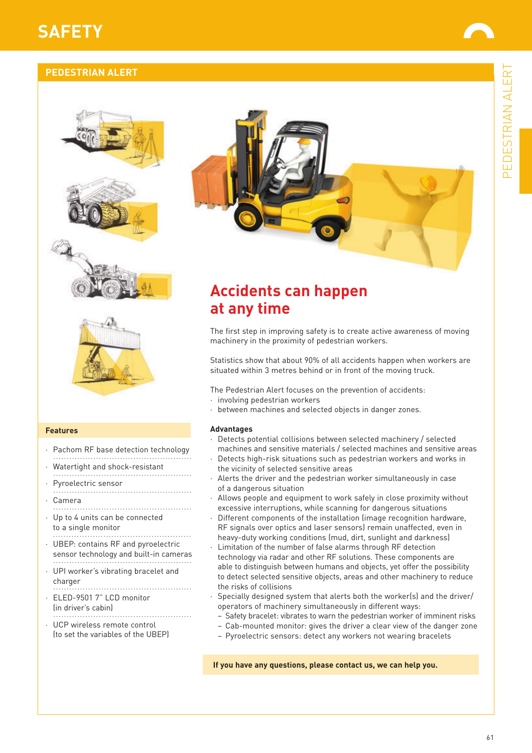# SAFETY

## PEDESTRIAN ALERT

## Accidents can happen at any time

The first step in improving safety is to create active awareness of moving machinery in the proximity of pedestrian workers.

Statistics show that about 90% of all accidents happen when workers are situated within 3 metres behind or in front of the moving truck.

The Pedestrian Alert focuses on the prevention of accidents:

- involving pedestrian workers
- between machines and selected objects in danger zones.

**Advantages**

- Detects potential collisions between selected machinery / selected machines and sensitive materials / selected machines and sensitive areas
- Detects high-risk situations such as pedestrian workers and works in the vicinity of selected sensitive areas
- Alerts the driver and the pedestrian worker simultaneously in case of a dangerous situation
- Allows people and equipment to work safely in close proximity without excessive interruptions, while scanning for dangerous situations
- Different components of the installation (image recognition hardware, RF signals over optics and laser sensors) remain unaffected, even in heavy-duty working conditions (mud, dirt, sunlight and darkness)
- Limitation of the number of false alarms through RF detection technology via radar and other RF solutions. These components are able to distinguish between humans and objects, yet offer the possibility to detect selected sensitive objects, areas and other machinery to reduce the risks of collisions
- Specially designed system that alerts both the worker(s) and the driver/operators of machinery simultaneously in different ways:
  - Safety bracelet: vibrates to warn the pedestrian worker of imminent risks
  - Cab-mounted monitor: gives the driver a clear view of the danger zone
  - Pyroelectric sensors: detect any workers not wearing bracelets

**Features**

- Pachom RF base detection technology
- Watertight and shock-resistant
- Pyroelectric sensor
- Camera
- Up to 4 units can be connected to a single monitor
- UBEP: contains RF and pyroelectric sensor technology and built-in cameras
- UPI worker's vibrating bracelet and charger
- ELED-9501 7" LCD monitor (in driver's cabin)
- UCP wireless remote control (to set the variables of the UBEP)

**If you have any questions, please contact us, we can help you.**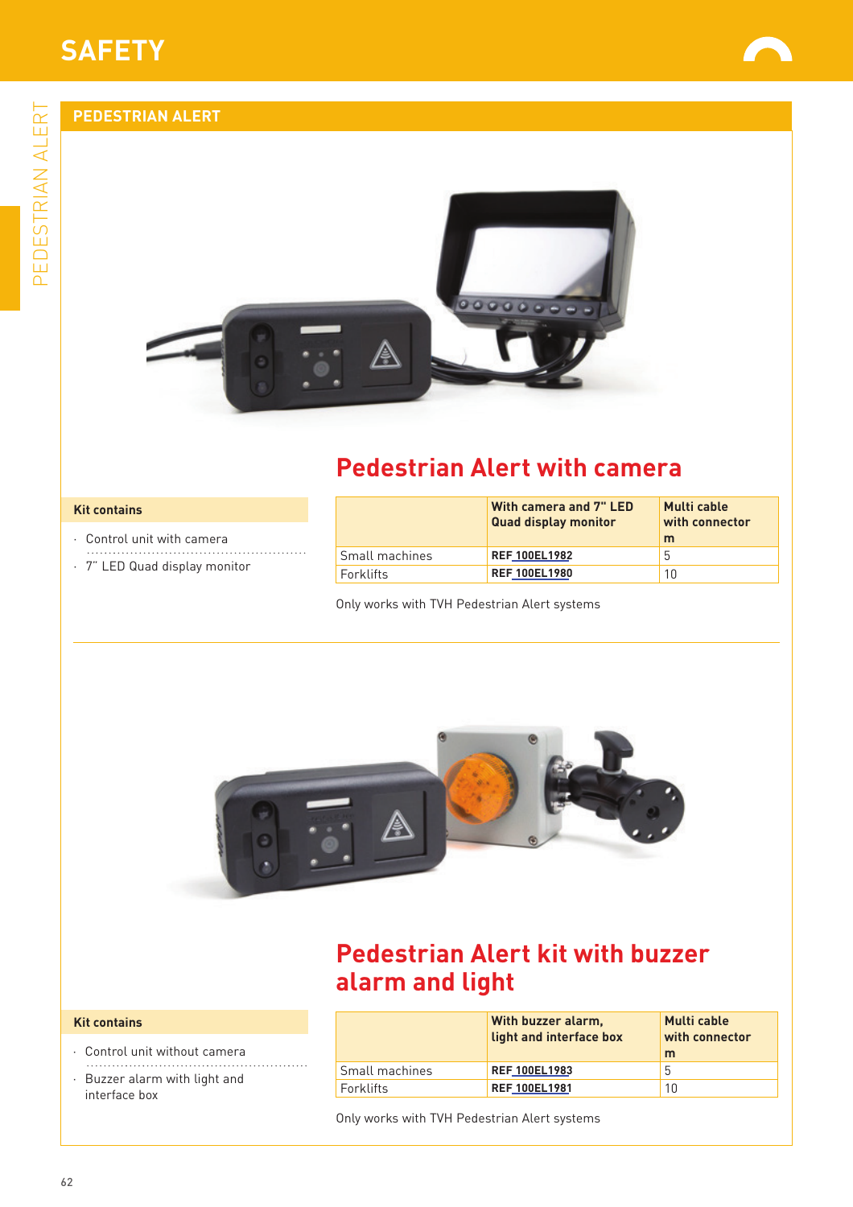# SAFETY

## PEDESTRIAN ALERT

### Pedestrian Alert with camera

**Kit contains**

- Control unit with camera
- 7" LED Quad display monitor

| | With camera and 7" LED Quad display monitor | Multi cable with connector m |
|---|---|---|
| Small machines | REF 100EL1982 | 5 |
| Forklifts | REF 100EL1980 | 10 |

Only works with TVH Pedestrian Alert systems

### Pedestrian Alert kit with buzzer alarm and light

**Kit contains**

- Control unit without camera
- Buzzer alarm with light and interface box

| | With buzzer alarm, light and interface box | Multi cable with connector m |
|---|---|---|
| Small machines | REF 100EL1983 | 5 |
| Forklifts | REF 100EL1981 | 10 |

Only works with TVH Pedestrian Alert systems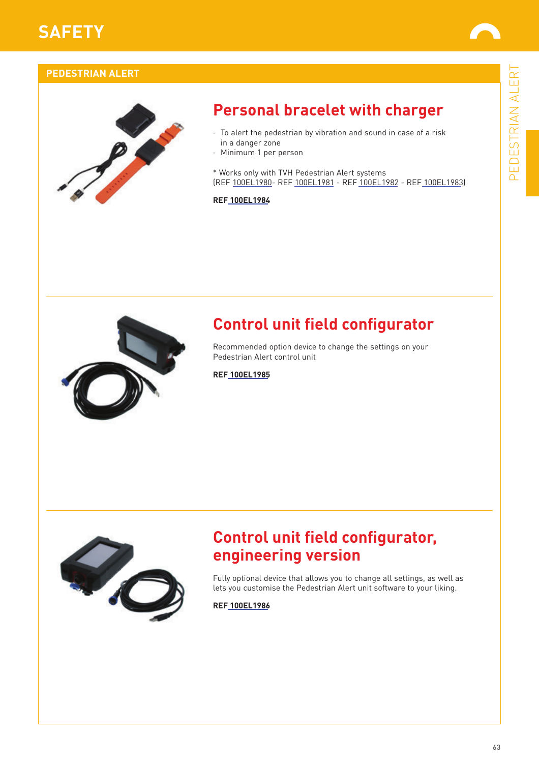# SAFETY

## PEDESTRIAN ALERT

### Personal bracelet with charger

- To alert the pedestrian by vibration and sound in case of a risk in a danger zone
- Minimum 1 per person

* Works only with TVH Pedestrian Alert systems (REF 100EL1980- REF 100EL1981 - REF 100EL1982 - REF 100EL1983)

**REF 100EL1984**

### Control unit field configurator

Recommended option device to change the settings on your Pedestrian Alert control unit

**REF 100EL1985**

### Control unit field configurator, engineering version

Fully optional device that allows you to change all settings, as well as lets you customise the Pedestrian Alert unit software to your liking.

**REF 100EL1986**